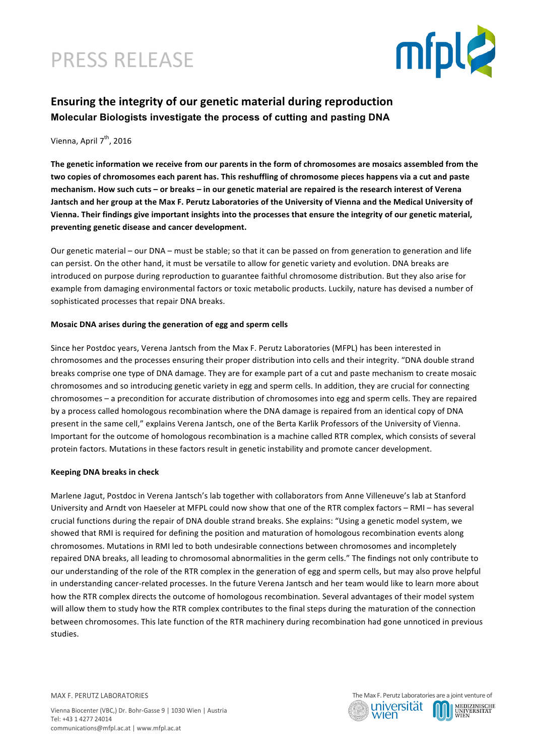# PRESS RELEASE

## Ensuring the integrity of our genetic material during reproduction

### Molecular Biologists investigate the process of cutting and pasting DNA

Vienna, April 7th, 2016

**The genetic information we receive from our parents in the form of chromosomes are mosaics assembled from the two copies of chromosomes each parent has. This reshuffling of chromosome pieces happens via a cut and paste mechanism. How such cuts – or breaks – in our genetic material are repaired is the research interest of Verena Jantsch and her group at the Max F. Perutz Laboratories of the University of Vienna and the Medical University of Vienna. Their findings give important insights into the processes that ensure the integrity of our genetic material, preventing genetic disease and cancer development.**

Our genetic material – our DNA – must be stable; so that it can be passed on from generation to generation and life can persist. On the other hand, it must be versatile to allow for genetic variety and evolution. DNA breaks are introduced on purpose during reproduction to guarantee faithful chromosome distribution. But they also arise for example from damaging environmental factors or toxic metabolic products. Luckily, nature has devised a number of sophisticated processes that repair DNA breaks.

**Mosaic DNA arises during the generation of egg and sperm cells**

Since her Postdoc years, Verena Jantsch from the Max F. Perutz Laboratories (MFPL) has been interested in chromosomes and the processes ensuring their proper distribution into cells and their integrity. "DNA double strand breaks comprise one type of DNA damage. They are for example part of a cut and paste mechanism to create mosaic chromosomes and so introducing genetic variety in egg and sperm cells. In addition, they are crucial for connecting chromosomes – a precondition for accurate distribution of chromosomes into egg and sperm cells. They are repaired by a process called homologous recombination where the DNA damage is repaired from an identical copy of DNA present in the same cell," explains Verena Jantsch, one of the Berta Karlik Professors of the University of Vienna. Important for the outcome of homologous recombination is a machine called RTR complex, which consists of several protein factors. Mutations in these factors result in genetic instability and promote cancer development.

**Keeping DNA breaks in check**

Marlene Jagut, Postdoc in Verena Jantsch's lab together with collaborators from Anne Villeneuve's lab at Stanford University and Arndt von Haeseler at MFPL could now show that one of the RTR complex factors – RMI – has several crucial functions during the repair of DNA double strand breaks. She explains: "Using a genetic model system, we showed that RMI is required for defining the position and maturation of homologous recombination events along chromosomes. Mutations in RMI led to both undesirable connections between chromosomes and incompletely repaired DNA breaks, all leading to chromosomal abnormalities in the germ cells." The findings not only contribute to our understanding of the role of the RTR complex in the generation of egg and sperm cells, but may also prove helpful in understanding cancer-related processes. In the future Verena Jantsch and her team would like to learn more about how the RTR complex directs the outcome of homologous recombination. Several advantages of their model system will allow them to study how the RTR complex contributes to the final steps during the maturation of the connection between chromosomes. This late function of the RTR machinery during recombination had gone unnoticed in previous studies.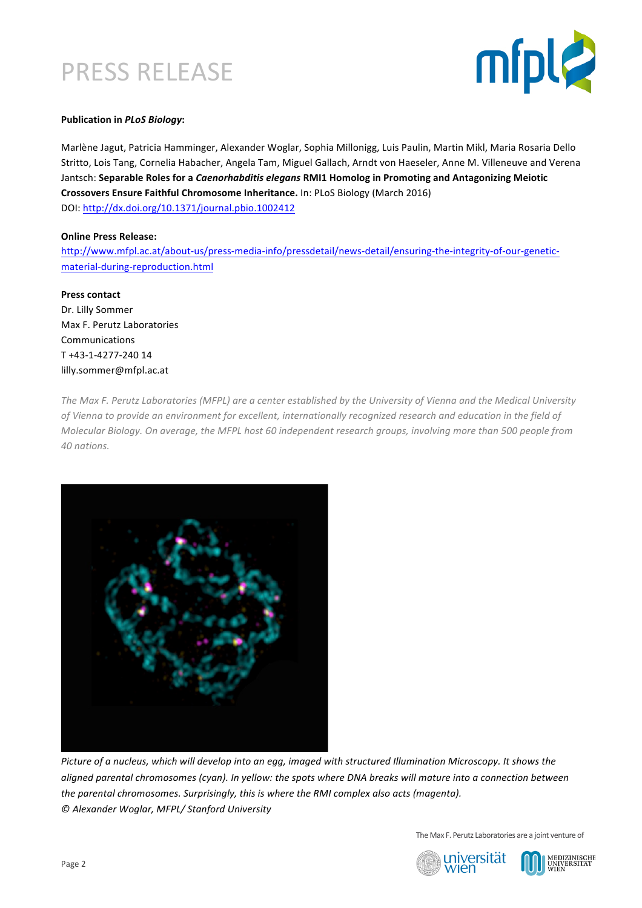**Publication in *PLoS Biology*:**

Marlène Jagut, Patricia Hamminger, Alexander Woglar, Sophia Millonigg, Luis Paulin, Martin Mikl, Maria Rosaria Dello Stritto, Lois Tang, Cornelia Habacher, Angela Tam, Miguel Gallach, Arndt von Haeseler, Anne M. Villeneuve and Verena Jantsch: **Separable Roles for a *Caenorhabditis elegans* RMI1 Homolog in Promoting and Antagonizing Meiotic Crossovers Ensure Faithful Chromosome Inheritance.** In: PLoS Biology (March 2016)
DOI: http://dx.doi.org/10.1371/journal.pbio.1002412

**Online Press Release:**
http://www.mfpl.ac.at/about-us/press-media-info/pressdetail/news-detail/ensuring-the-integrity-of-our-genetic-material-during-reproduction.html

**Press contact**
Dr. Lilly Sommer
Max F. Perutz Laboratories
Communications
T +43-1-4277-240 14
lilly.sommer@mfpl.ac.at

*The Max F. Perutz Laboratories (MFPL) are a center established by the University of Vienna and the Medical University of Vienna to provide an environment for excellent, internationally recognized research and education in the field of Molecular Biology. On average, the MFPL host 60 independent research groups, involving more than 500 people from 40 nations.*

*Picture of a nucleus, which will develop into an egg, imaged with structured Illumination Microscopy. It shows the aligned parental chromosomes (cyan). In yellow: the spots where DNA breaks will mature into a connection between the parental chromosomes. Surprisingly, this is where the RMI complex also acts (magenta).*
*© Alexander Woglar, MFPL/ Stanford University*

The Max F. Perutz Laboratories are a joint venture of